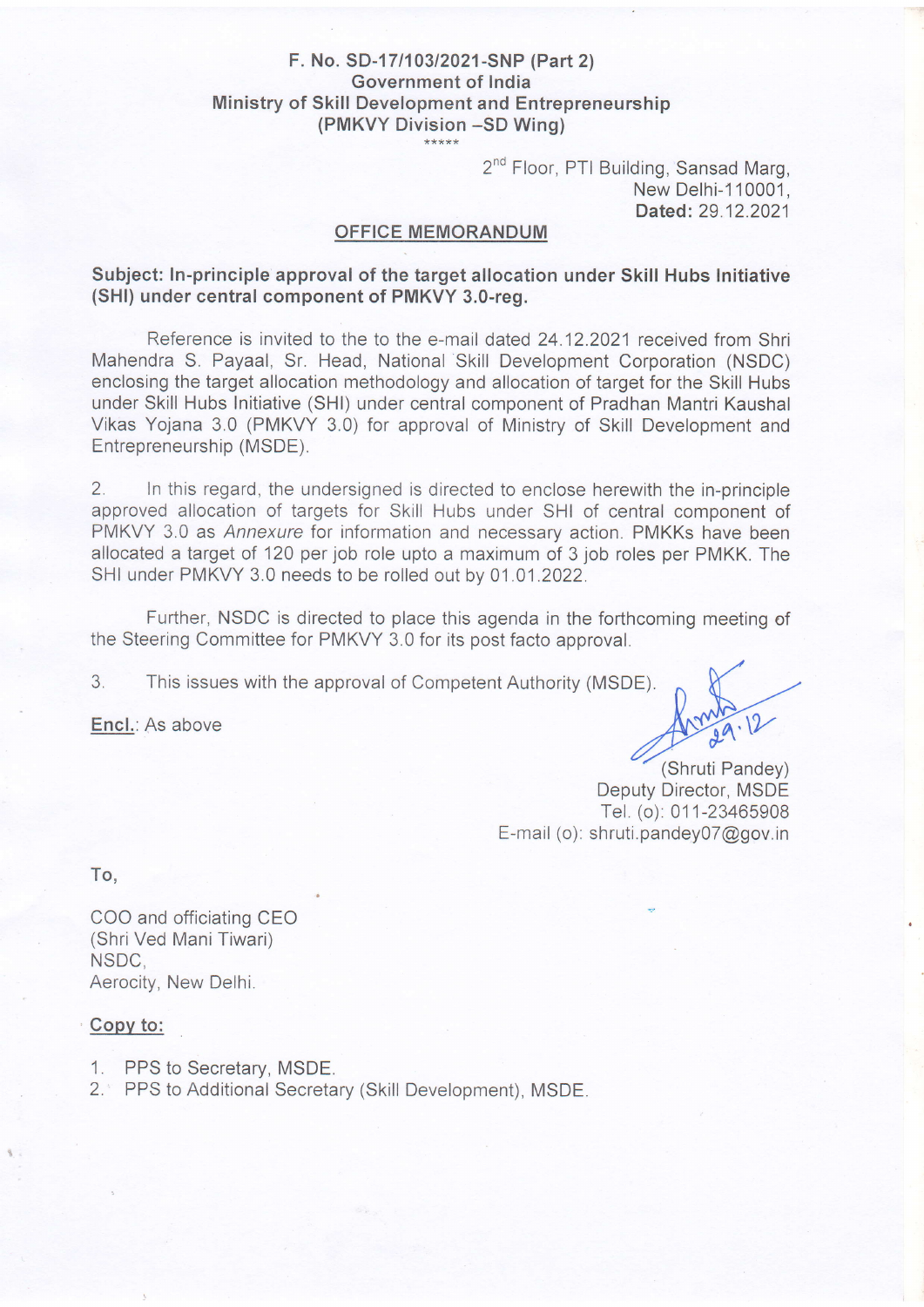**F. No. SD-17/103/2021-SNP (Part 2)**
**Government of India**
**Ministry of Skill Development and Entrepreneurship**
**(PMKVY Division –SD Wing)**

\*\*\*\*\*

2nd Floor, PTI Building, Sansad Marg,
New Delhi-110001,
**Dated:** 29.12.2021

## OFFICE MEMORANDUM

**Subject: In-principle approval of the target allocation under Skill Hubs Initiative (SHI) under central component of PMKVY 3.0-reg.**

Reference is invited to the to the e-mail dated 24.12.2021 received from Shri Mahendra S. Payaal, Sr. Head, National Skill Development Corporation (NSDC) enclosing the target allocation methodology and allocation of target for the Skill Hubs under Skill Hubs Initiative (SHI) under central component of Pradhan Mantri Kaushal Vikas Yojana 3.0 (PMKVY 3.0) for approval of Ministry of Skill Development and Entrepreneurship (MSDE).

2. In this regard, the undersigned is directed to enclose herewith the in-principle approved allocation of targets for Skill Hubs under SHI of central component of PMKVY 3.0 as *Annexure* for information and necessary action. PMKKs have been allocated a target of 120 per job role upto a maximum of 3 job roles per PMKK. The SHI under PMKVY 3.0 needs to be rolled out by 01.01.2022.

Further, NSDC is directed to place this agenda in the forthcoming meeting of the Steering Committee for PMKVY 3.0 for its post facto approval.

3. This issues with the approval of Competent Authority (MSDE).

**Encl.**: As above

29.12

(Shruti Pandey)
Deputy Director, MSDE
Tel. (o): 011-23465908
E-mail (o): shruti.pandey07@gov.in

To,

COO and officiating CEO
(Shri Ved Mani Tiwari)
NSDC,
Aerocity, New Delhi.

**Copy to:**

1. PPS to Secretary, MSDE.
2. PPS to Additional Secretary (Skill Development), MSDE.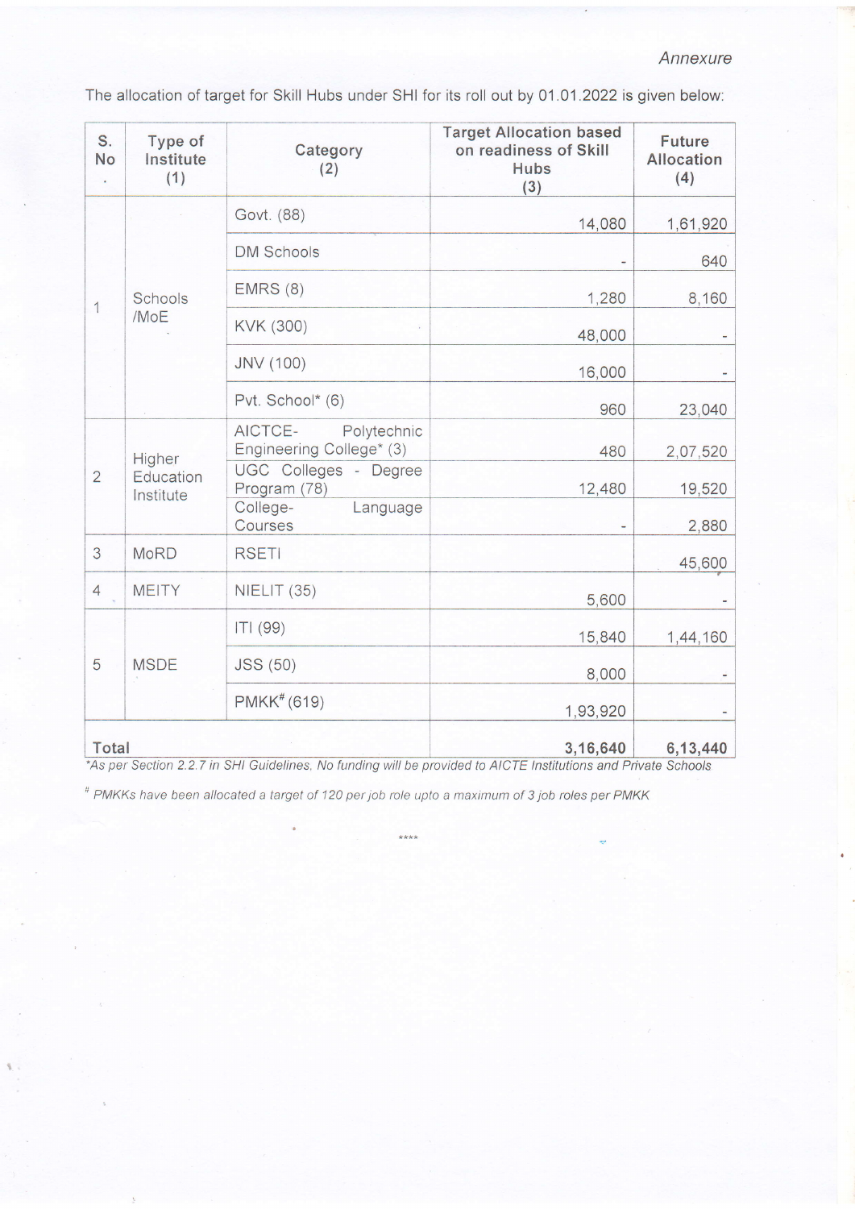*Annexure*

The allocation of target for Skill Hubs under SHI for its roll out by 01.01.2022 is given below:

| S. No. | Type of Institute (1) | Category (2) | Target Allocation based on readiness of Skill Hubs (3) | Future Allocation (4) |
|---|---|---|---|---|
| 1 | Schools /MoE | Govt. (88) | 14,080 | 1,61,920 |
| | | DM Schools | - | 640 |
| | | EMRS (8) | 1,280 | 8,160 |
| | | KVK (300) | 48,000 | - |
| | | JNV (100) | 16,000 | - |
| | | Pvt. School* (6) | 960 | 23,040 |
| 2 | Higher Education Institute | AICTCE- Polytechnic Engineering College* (3) | 480 | 2,07,520 |
| | | UGC Colleges - Degree Program (78) | 12,480 | 19,520 |
| | | College- Language Courses | - | 2,880 |
| 3 | MoRD | RSETI | | 45,600 |
| 4 | MEITY | NIELIT (35) | 5,600 | - |
| 5 | MSDE | ITI (99) | 15,840 | 1,44,160 |
| | | JSS (50) | 8,000 | - |
| | | PMKK# (619) | 1,93,920 | - |
| **Total** | | | **3,16,640** | **6,13,440** |

*As per Section 2.2.7 in SHI Guidelines, No funding will be provided to AICTE Institutions and Private Schools

# PMKKs have been allocated a target of 120 per job role upto a maximum of 3 job roles per PMKK

****